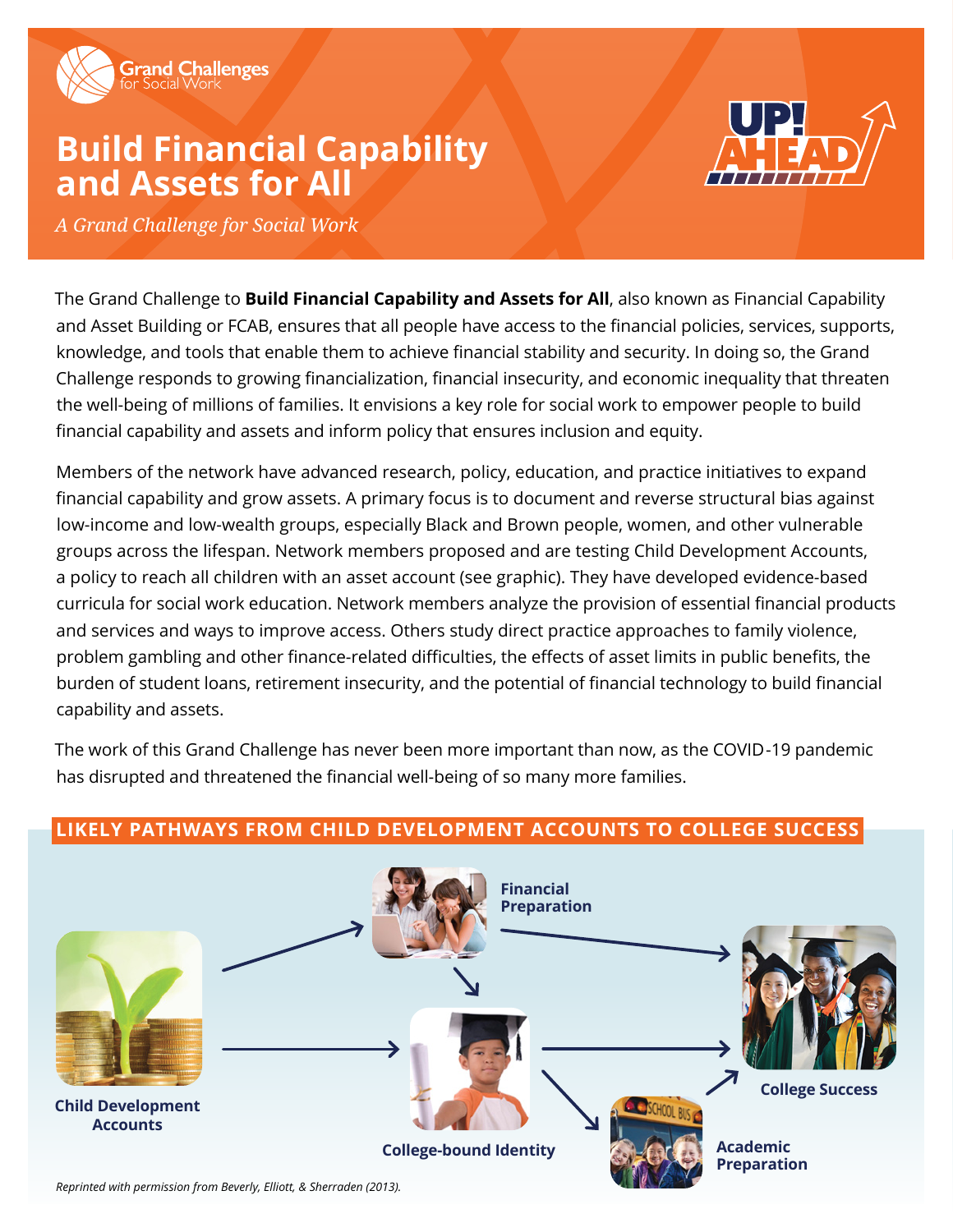Grand Challenges for Social Work

# Build Financial Capability and Assets for All

*A Grand Challenge for Social Work*

UP! AHEAD

The Grand Challenge to **Build Financial Capability and Assets for All**, also known as Financial Capability and Asset Building or FCAB, ensures that all people have access to the financial policies, services, supports, knowledge, and tools that enable them to achieve financial stability and security. In doing so, the Grand Challenge responds to growing financialization, financial insecurity, and economic inequality that threaten the well-being of millions of families. It envisions a key role for social work to empower people to build financial capability and assets and inform policy that ensures inclusion and equity.

Members of the network have advanced research, policy, education, and practice initiatives to expand financial capability and grow assets. A primary focus is to document and reverse structural bias against low-income and low-wealth groups, especially Black and Brown people, women, and other vulnerable groups across the lifespan. Network members proposed and are testing Child Development Accounts, a policy to reach all children with an asset account (see graphic). They have developed evidence-based curricula for social work education. Network members analyze the provision of essential financial products and services and ways to improve access. Others study direct practice approaches to family violence, problem gambling and other finance-related difficulties, the effects of asset limits in public benefits, the burden of student loans, retirement insecurity, and the potential of financial technology to build financial capability and assets.

The work of this Grand Challenge has never been more important than now, as the COVID-19 pandemic has disrupted and threatened the financial well-being of so many more families.

## LIKELY PATHWAYS FROM CHILD DEVELOPMENT ACCOUNTS TO COLLEGE SUCCESS

Child Development Accounts → Financial Preparation; Child Development Accounts → College-bound Identity; Financial Preparation → College-bound Identity; Financial Preparation → College Success; College-bound Identity → College Success; College-bound Identity → Academic Preparation; Academic Preparation → College Success

*Reprinted with permission from Beverly, Elliott, & Sherraden (2013).*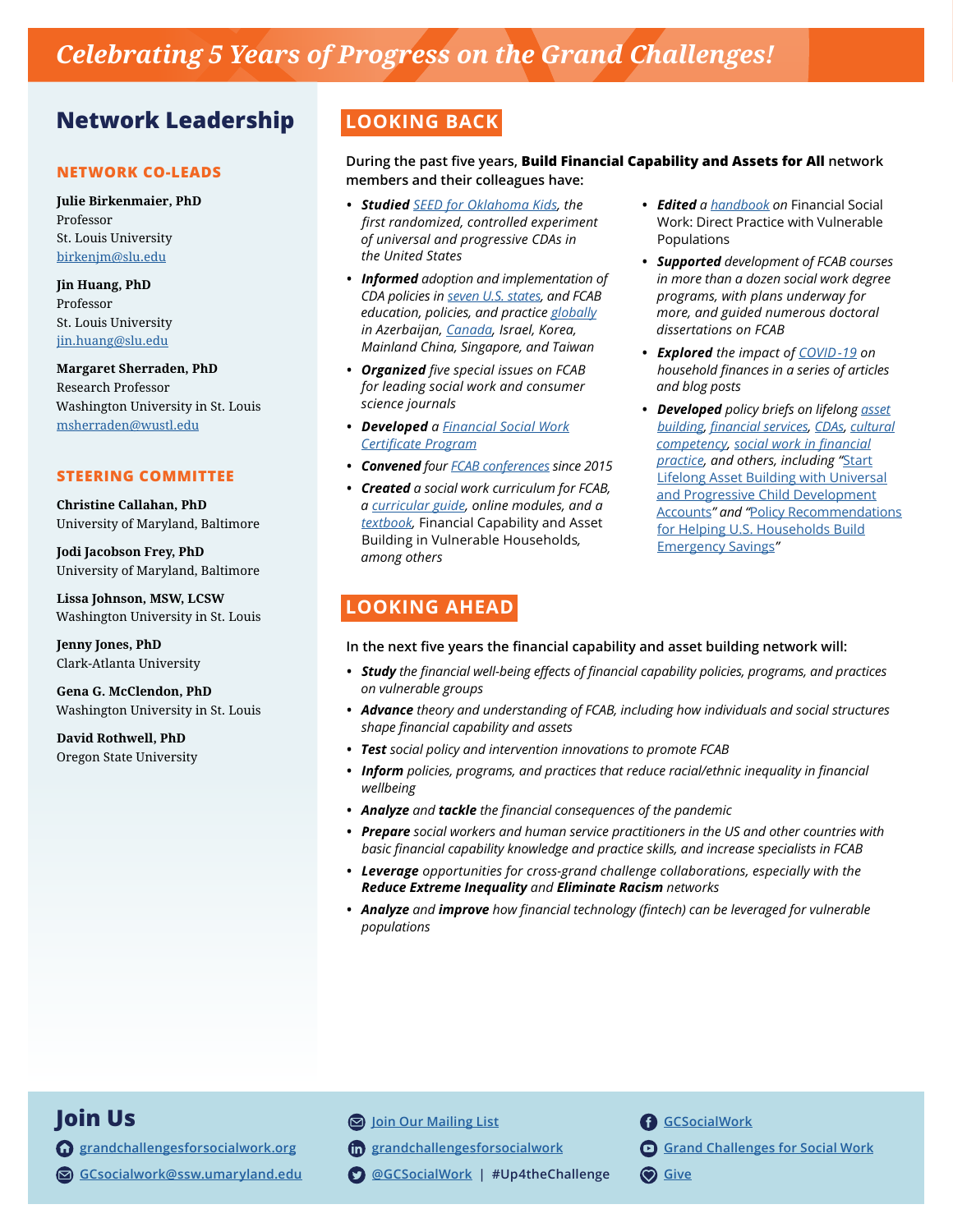# Celebrating 5 Years of Progress on the Grand Challenges!

## Network Leadership

### NETWORK CO-LEADS

**Julie Birkenmaier, PhD**
Professor
St. Louis University
birkenjm@slu.edu

**Jin Huang, PhD**
Professor
St. Louis University
jin.huang@slu.edu

**Margaret Sherraden, PhD**
Research Professor
Washington University in St. Louis
msherraden@wustl.edu

### STEERING COMMITTEE

**Christine Callahan, PhD**
University of Maryland, Baltimore

**Jodi Jacobson Frey, PhD**
University of Maryland, Baltimore

**Lissa Johnson, MSW, LCSW**
Washington University in St. Louis

**Jenny Jones, PhD**
Clark-Atlanta University

**Gena G. McClendon, PhD**
Washington University in St. Louis

**David Rothwell, PhD**
Oregon State University

## LOOKING BACK

During the past five years, **Build Financial Capability and Assets for All** network members and their colleagues have:

- ***Studied*** *SEED for Oklahoma Kids, the first randomized, controlled experiment of universal and progressive CDAs in the United States*
- ***Informed*** *adoption and implementation of CDA policies in seven U.S. states, and FCAB education, policies, and practice globally in Azerbaijan, Canada, Israel, Korea, Mainland China, Singapore, and Taiwan*
- ***Organized*** *five special issues on FCAB for leading social work and consumer science journals*
- ***Developed*** *a Financial Social Work Certificate Program*
- ***Convened*** *four FCAB conferences since 2015*
- ***Created*** *a social work curriculum for FCAB, a curricular guide, online modules, and a textbook,* Financial Capability and Asset Building in Vulnerable Households, *among others*
- ***Edited*** *a handbook on* Financial Social Work: Direct Practice with Vulnerable Populations
- ***Supported*** *development of FCAB courses in more than a dozen social work degree programs, with plans underway for more, and guided numerous doctoral dissertations on FCAB*
- ***Explored*** *the impact of COVID-19 on household finances in a series of articles and blog posts*
- ***Developed*** *policy briefs on lifelong asset building, financial services, CDAs, cultural competency, social work in financial practice, and others, including "*Start Lifelong Asset Building with Universal and Progressive Child Development Accounts*" and "*Policy Recommendations for Helping U.S. Households Build Emergency Savings*"*

## LOOKING AHEAD

In the next five years the financial capability and asset building network will:

- ***Study*** *the financial well-being effects of financial capability policies, programs, and practices on vulnerable groups*
- ***Advance*** *theory and understanding of FCAB, including how individuals and social structures shape financial capability and assets*
- ***Test*** *social policy and intervention innovations to promote FCAB*
- ***Inform*** *policies, programs, and practices that reduce racial/ethnic inequality in financial wellbeing*
- ***Analyze*** *and* ***tackle*** *the financial consequences of the pandemic*
- ***Prepare*** *social workers and human service practitioners in the US and other countries with basic financial capability knowledge and practice skills, and increase specialists in FCAB*
- ***Leverage*** *opportunities for cross-grand challenge collaborations, especially with the* ***Reduce Extreme Inequality*** *and* ***Eliminate Racism*** *networks*
- ***Analyze*** *and* ***improve*** *how financial technology (fintech) can be leveraged for vulnerable populations*

## Join Us

grandchallengesforsocialwork.org
GCsocialwork@ssw.umaryland.edu
Join Our Mailing List
grandchallengesforsocialwork
@GCSocialWork | #Up4theChallenge
GCSocialWork
Grand Challenges for Social Work
Give